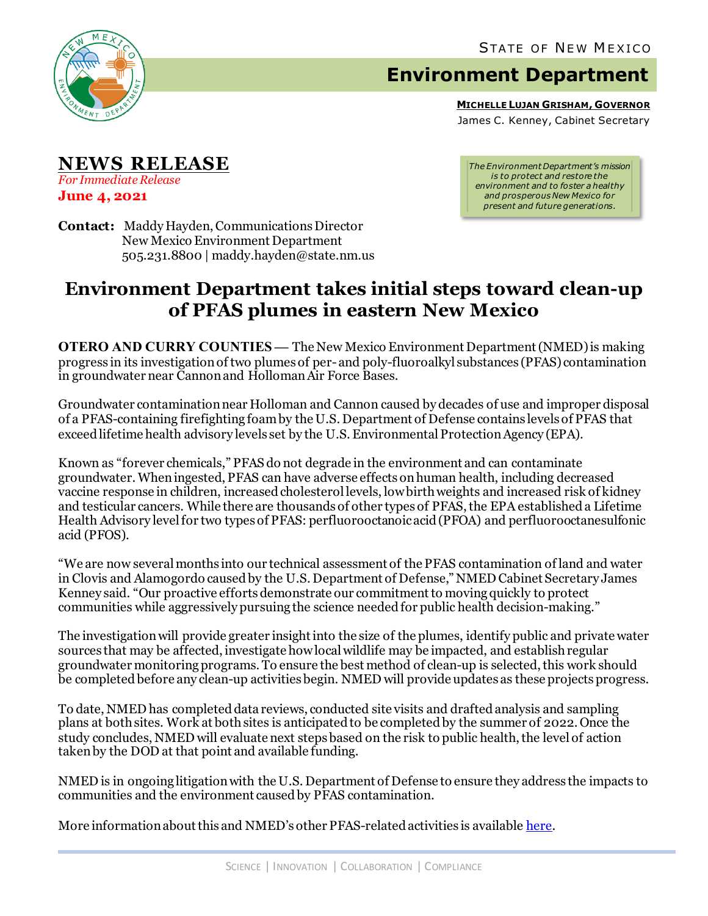STATE OF NEW MEXICO

# Environment Department

**MICHELLE LUJAN GRISHAM, GOVERNOR**
James C. Kenney, Cabinet Secretary

## NEWS RELEASE

*For Immediate Release*
**June 4, 2021**

*The Environment Department's mission is to protect and restore the environment and to foster a healthy and prosperous New Mexico for present and future generations.*

**Contact:** Maddy Hayden, Communications Director
New Mexico Environment Department
505.231.8800 | maddy.hayden@state.nm.us

# Environment Department takes initial steps toward clean-up of PFAS plumes in eastern New Mexico

**OTERO AND CURRY COUNTIES** — The New Mexico Environment Department (NMED) is making progress in its investigation of two plumes of per- and poly-fluoroalkyl substances (PFAS) contamination in groundwater near Cannon and Holloman Air Force Bases.

Groundwater contamination near Holloman and Cannon caused by decades of use and improper disposal of a PFAS-containing firefighting foam by the U.S. Department of Defense contains levels of PFAS that exceed lifetime health advisory levels set by the U.S. Environmental Protection Agency (EPA).

Known as "forever chemicals," PFAS do not degrade in the environment and can contaminate groundwater. When ingested, PFAS can have adverse effects on human health, including decreased vaccine response in children, increased cholesterol levels, low birth weights and increased risk of kidney and testicular cancers. While there are thousands of other types of PFAS, the EPA established a Lifetime Health Advisory level for two types of PFAS: perfluorooctanoic acid (PFOA) and perfluorooctanesulfonic acid (PFOS).

"We are now several months into our technical assessment of the PFAS contamination of land and water in Clovis and Alamogordo caused by the U.S. Department of Defense," NMED Cabinet Secretary James Kenney said. "Our proactive efforts demonstrate our commitment to moving quickly to protect communities while aggressively pursuing the science needed for public health decision-making."

The investigation will provide greater insight into the size of the plumes, identify public and private water sources that may be affected, investigate how local wildlife may be impacted, and establish regular groundwater monitoring programs. To ensure the best method of clean-up is selected, this work should be completed before any clean-up activities begin. NMED will provide updates as these projects progress.

To date, NMED has completed data reviews, conducted site visits and drafted analysis and sampling plans at both sites. Work at both sites is anticipated to be completed by the summer of 2022. Once the study concludes, NMED will evaluate next steps based on the risk to public health, the level of action taken by the DOD at that point and available funding.

NMED is in ongoing litigation with the U.S. Department of Defense to ensure they address the impacts to communities and the environment caused by PFAS contamination.

More information about this and NMED's other PFAS-related activities is available here.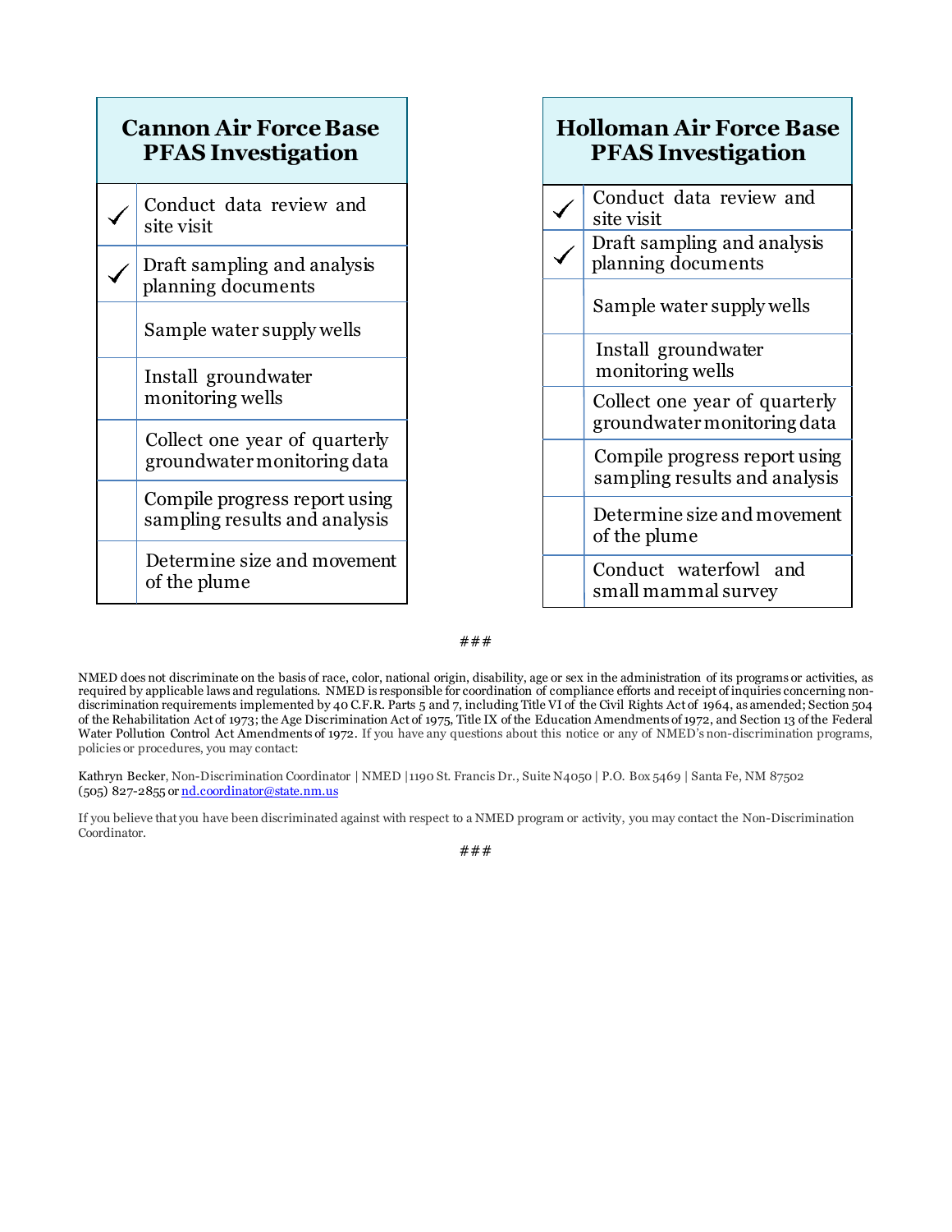| Cannon Air Force Base PFAS Investigation | |
|---|---|
| ✓ | Conduct data review and site visit |
| ✓ | Draft sampling and analysis planning documents |
| | Sample water supply wells |
| | Install groundwater monitoring wells |
| | Collect one year of quarterly groundwater monitoring data |
| | Compile progress report using sampling results and analysis |
| | Determine size and movement of the plume |

| Holloman Air Force Base PFAS Investigation | |
|---|---|
| ✓ | Conduct data review and site visit |
| ✓ | Draft sampling and analysis planning documents |
| | Sample water supply wells |
| | Install groundwater monitoring wells |
| | Collect one year of quarterly groundwater monitoring data |
| | Compile progress report using sampling results and analysis |
| | Determine size and movement of the plume |
| | Conduct waterfowl and small mammal survey |

###

NMED does not discriminate on the basis of race, color, national origin, disability, age or sex in the administration of its programs or activities, as required by applicable laws and regulations. NMED is responsible for coordination of compliance efforts and receipt of inquiries concerning non-discrimination requirements implemented by 40 C.F.R. Parts 5 and 7, including Title VI of the Civil Rights Act of 1964, as amended; Section 504 of the Rehabilitation Act of 1973; the Age Discrimination Act of 1975, Title IX of the Education Amendments of 1972, and Section 13 of the Federal Water Pollution Control Act Amendments of 1972. If you have any questions about this notice or any of NMED's non-discrimination programs, policies or procedures, you may contact:

Kathryn Becker, Non-Discrimination Coordinator | NMED |1190 St. Francis Dr., Suite N4050 | P.O. Box 5469 | Santa Fe, NM 87502
(505) 827-2855 or nd.coordinator@state.nm.us

If you believe that you have been discriminated against with respect to a NMED program or activity, you may contact the Non-Discrimination Coordinator.

###